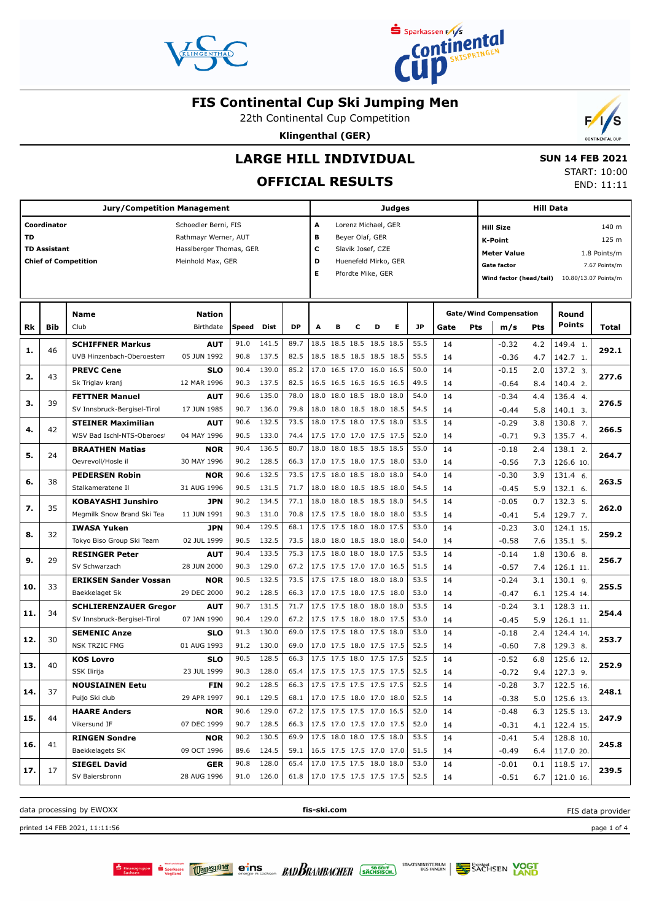# FIS Continental Cup Ski Jumping Men

22th Continental Cup Competition

**Klingenthal (GER)**

## LARGE HILL INDIVIDUAL

## OFFICIAL RESULTS

**SUN 14 FEB 2021**

START: 10:00

END: 11:11

| Jury/Competition Management | |
|---|---|
| **Coordinator** | Schoedler Berni, FIS |
| **TD** | Rathmayr Werner, AUT |
| **TD Assistant** | Hasslberger Thomas, GER |
| **Chief of Competition** | Meinhold Max, GER |

| Judges | |
|---|---|
| **A** | Lorenz Michael, GER |
| **B** | Beyer Olaf, GER |
| **C** | Slavik Josef, CZE |
| **D** | Huenefeld Mirko, GER |
| **E** | Pfordte Mike, GER |

| Hill Data | |
|---|---|
| **Hill Size** | 140 m |
| **K-Point** | 125 m |
| **Meter Value** | 1.8 Points/m |
| **Gate factor** | 7.67 Points/m |
| **Wind factor (head/tail)** | 10.80/13.07 Points/m |

| Rk | Bib | Name / Club | Nation / Birthdate | Speed | Dist | DP | A | B | C | D | E | JP | Gate | Pts | m/s | Pts | Round Points | Total |
|---|---|---|---|---|---|---|---|---|---|---|---|---|---|---|---|---|---|---|
| 1. | 46 | **SCHIFFNER Markus** | **AUT** | 91.0 | 141.5 | 89.7 | 18.5 | 18.5 | 18.5 | 18.5 | 18.5 | 55.5 | 14 | | -0.32 | 4.2 | 149.4 1. | 292.1 |
| | | UVB Hinzenbach-Oberoesterr | 05 JUN 1992 | 90.8 | 137.5 | 82.5 | 18.5 | 18.5 | 18.5 | 18.5 | 18.5 | 55.5 | 14 | | -0.36 | 4.7 | 142.7 1. | |
| 2. | 43 | **PREVC Cene** | **SLO** | 90.4 | 139.0 | 85.2 | 17.0 | 16.5 | 17.0 | 16.0 | 16.5 | 50.0 | 14 | | -0.15 | 2.0 | 137.2 3. | 277.6 |
| | | Sk Triglav kranj | 12 MAR 1996 | 90.3 | 137.5 | 82.5 | 16.5 | 16.5 | 16.5 | 16.5 | 16.5 | 49.5 | 14 | | -0.64 | 8.4 | 140.4 2. | |
| 3. | 39 | **FETTNER Manuel** | **AUT** | 90.6 | 135.0 | 78.0 | 18.0 | 18.0 | 18.5 | 18.0 | 18.0 | 54.0 | 14 | | -0.34 | 4.4 | 136.4 4. | 276.5 |
| | | SV Innsbruck-Bergisel-Tirol | 17 JUN 1985 | 90.7 | 136.0 | 79.8 | 18.0 | 18.0 | 18.5 | 18.0 | 18.5 | 54.5 | 14 | | -0.44 | 5.8 | 140.1 3. | |
| 4. | 42 | **STEINER Maximilian** | **AUT** | 90.6 | 132.5 | 73.5 | 18.0 | 17.5 | 18.0 | 17.5 | 18.0 | 53.5 | 14 | | -0.29 | 3.8 | 130.8 7. | 266.5 |
| | | WSV Bad Ischl-NTS-Oberoes | 04 MAY 1996 | 90.5 | 133.0 | 74.4 | 17.5 | 17.0 | 17.0 | 17.5 | 17.5 | 52.0 | 14 | | -0.71 | 9.3 | 135.7 4. | |
| 5. | 24 | **BRAATHEN Matias** | **NOR** | 90.4 | 136.5 | 80.7 | 18.0 | 18.0 | 18.5 | 18.5 | 18.5 | 55.0 | 14 | | -0.18 | 2.4 | 138.1 2. | 264.7 |
| | | Oevrevoll/Hosle il | 30 MAY 1996 | 90.2 | 128.5 | 66.3 | 17.0 | 17.5 | 18.0 | 17.5 | 18.0 | 53.0 | 14 | | -0.56 | 7.3 | 126.6 10. | |
| 6. | 38 | **PEDERSEN Robin** | **NOR** | 90.6 | 132.5 | 73.5 | 17.5 | 18.0 | 18.5 | 18.0 | 18.0 | 54.0 | 14 | | -0.30 | 3.9 | 131.4 6. | 263.5 |
| | | Stalkameratene Il | 31 AUG 1996 | 90.5 | 131.5 | 71.7 | 18.0 | 18.0 | 18.5 | 18.5 | 18.0 | 54.5 | 14 | | -0.45 | 5.9 | 132.1 6. | |
| 7. | 35 | **KOBAYASHI Junshiro** | **JPN** | 90.2 | 134.5 | 77.1 | 18.0 | 18.0 | 18.5 | 18.5 | 18.0 | 54.5 | 14 | | -0.05 | 0.7 | 132.3 5. | 262.0 |
| | | Megmilk Snow Brand Ski Tea | 11 JUN 1991 | 90.3 | 131.0 | 70.8 | 17.5 | 17.5 | 18.0 | 18.0 | 18.0 | 53.5 | 14 | | -0.41 | 5.4 | 129.7 7. | |
| 8. | 32 | **IWASA Yuken** | **JPN** | 90.4 | 129.5 | 68.1 | 17.5 | 17.5 | 18.0 | 18.0 | 17.5 | 53.0 | 14 | | -0.23 | 3.0 | 124.1 15. | 259.2 |
| | | Tokyo Biso Group Ski Team | 02 JUL 1999 | 90.5 | 132.5 | 73.5 | 18.0 | 18.0 | 18.5 | 18.0 | 18.0 | 54.0 | 14 | | -0.58 | 7.6 | 135.1 5. | |
| 9. | 29 | **RESINGER Peter** | **AUT** | 90.4 | 133.5 | 75.3 | 17.5 | 18.0 | 18.0 | 18.0 | 17.5 | 53.5 | 14 | | -0.14 | 1.8 | 130.6 8. | 256.7 |
| | | SV Schwarzach | 28 JUN 2000 | 90.3 | 129.0 | 67.2 | 17.5 | 17.5 | 17.0 | 17.0 | 16.5 | 51.5 | 14 | | -0.57 | 7.4 | 126.1 11. | |
| 10. | 33 | **ERIKSEN Sander Vossan** | **NOR** | 90.5 | 132.5 | 73.5 | 17.5 | 17.5 | 18.0 | 18.0 | 18.0 | 53.5 | 14 | | -0.24 | 3.1 | 130.1 9. | 255.5 |
| | | Baekkelaget Sk | 29 DEC 2000 | 90.2 | 128.5 | 66.3 | 17.0 | 17.5 | 18.0 | 17.5 | 18.0 | 53.0 | 14 | | -0.47 | 6.1 | 125.4 14. | |
| 11. | 34 | **SCHLIERENZAUER Gregor** | **AUT** | 90.7 | 131.5 | 71.7 | 17.5 | 17.5 | 18.0 | 18.0 | 18.0 | 53.5 | 14 | | -0.24 | 3.1 | 128.3 11. | 254.4 |
| | | SV Innsbruck-Bergisel-Tirol | 07 JAN 1990 | 90.4 | 129.0 | 67.2 | 17.5 | 17.5 | 18.0 | 18.0 | 17.5 | 53.0 | 14 | | -0.45 | 5.9 | 126.1 11. | |
| 12. | 30 | **SEMENIC Anze** | **SLO** | 91.3 | 130.0 | 69.0 | 17.5 | 17.5 | 18.0 | 17.5 | 18.0 | 53.0 | 14 | | -0.18 | 2.4 | 124.4 14. | 253.7 |
| | | NSK TRZIC FMG | 01 AUG 1993 | 91.2 | 130.0 | 69.0 | 17.0 | 17.5 | 18.0 | 17.5 | 17.5 | 52.5 | 14 | | -0.60 | 7.8 | 129.3 8. | |
| 13. | 40 | **KOS Lovro** | **SLO** | 90.5 | 128.5 | 66.3 | 17.5 | 17.5 | 18.0 | 17.5 | 17.5 | 52.5 | 14 | | -0.52 | 6.8 | 125.6 12. | 252.9 |
| | | SSK Ilirija | 23 JUL 1999 | 90.3 | 128.0 | 65.4 | 17.5 | 17.5 | 17.5 | 17.5 | 17.5 | 52.5 | 14 | | -0.72 | 9.4 | 127.3 9. | |
| 14. | 37 | **NOUSIAINEN Eetu** | **FIN** | 90.2 | 128.5 | 66.3 | 17.5 | 17.5 | 17.5 | 17.5 | 17.5 | 52.5 | 14 | | -0.28 | 3.7 | 122.5 16. | 248.1 |
| | | Puijo Ski club | 29 APR 1997 | 90.1 | 129.5 | 68.1 | 17.0 | 17.5 | 18.0 | 17.0 | 18.0 | 52.5 | 14 | | -0.38 | 5.0 | 125.6 13. | |
| 15. | 44 | **HAARE Anders** | **NOR** | 90.6 | 129.0 | 67.2 | 17.5 | 17.5 | 17.5 | 17.0 | 16.5 | 52.0 | 14 | | -0.48 | 6.3 | 125.5 13. | 247.9 |
| | | Vikersund IF | 07 DEC 1999 | 90.7 | 128.5 | 66.3 | 17.5 | 17.0 | 17.5 | 17.0 | 17.5 | 52.0 | 14 | | -0.31 | 4.1 | 122.4 15. | |
| 16. | 41 | **RINGEN Sondre** | **NOR** | 90.2 | 130.5 | 69.9 | 17.5 | 18.0 | 18.0 | 17.5 | 18.0 | 53.5 | 14 | | -0.41 | 5.4 | 128.8 10. | 245.8 |
| | | Baekkelagets SK | 09 OCT 1996 | 89.6 | 124.5 | 59.1 | 16.5 | 17.5 | 17.5 | 17.0 | 17.0 | 51.5 | 14 | | -0.49 | 6.4 | 117.0 20. | |
| 17. | 17 | **SIEGEL David** | **GER** | 90.8 | 128.0 | 65.4 | 17.0 | 17.5 | 17.5 | 18.0 | 18.0 | 53.0 | 14 | | -0.01 | 0.1 | 118.5 17. | 239.5 |
| | | SV Baiersbronn | 28 AUG 1996 | 91.0 | 126.0 | 61.8 | 17.0 | 17.5 | 17.5 | 17.5 | 17.5 | 52.5 | 14 | | -0.51 | 6.7 | 121.0 16. | |

data processing by EWOXX | **fis-ski.com** | FIS data provider

printed 14 FEB 2021, 11:11:56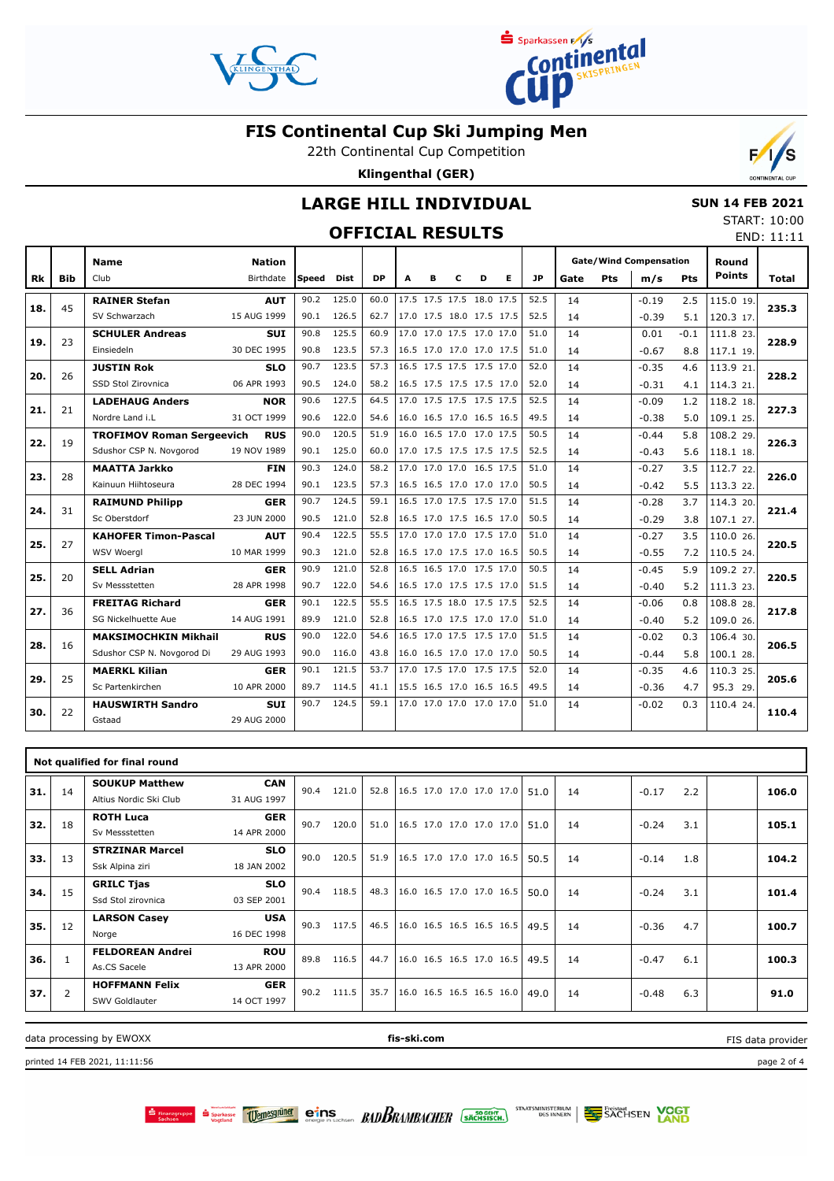# FIS Continental Cup Ski Jumping Men

22th Continental Cup Competition

**Klingenthal (GER)**

## LARGE HILL INDIVIDUAL

## OFFICIAL RESULTS

**SUN 14 FEB 2021**
START: 10:00
END: 11:11

| Rk | Bib | Name / Club | Nation / Birthdate | Speed | Dist | DP | A | B | C | D | E | JP | Gate | Pts | m/s | Pts | Round Points | Total |
|---|---|---|---|---|---|---|---|---|---|---|---|---|---|---|---|---|---|---|
| 18. | 45 | **RAINER Stefan** | **AUT** | 90.2 | 125.0 | 60.0 | 17.5 | 17.5 | 17.5 | 18.0 | 17.5 | 52.5 | 14 | | -0.19 | 2.5 | 115.0 19. | **235.3** |
| | | SV Schwarzach | 15 AUG 1999 | 90.1 | 126.5 | 62.7 | 17.0 | 17.5 | 18.0 | 17.5 | 17.5 | 52.5 | 14 | | -0.39 | 5.1 | 120.3 17. | |
| 19. | 23 | **SCHULER Andreas** | **SUI** | 90.8 | 125.5 | 60.9 | 17.0 | 17.0 | 17.5 | 17.0 | 17.0 | 51.0 | 14 | | 0.01 | -0.1 | 111.8 23. | **228.9** |
| | | Einsiedeln | 30 DEC 1995 | 90.8 | 123.5 | 57.3 | 16.5 | 17.0 | 17.0 | 17.0 | 17.5 | 51.0 | 14 | | -0.67 | 8.8 | 117.1 19. | |
| 20. | 26 | **JUSTIN Rok** | **SLO** | 90.7 | 123.5 | 57.3 | 16.5 | 17.5 | 17.5 | 17.5 | 17.0 | 52.0 | 14 | | -0.35 | 4.6 | 113.9 21. | **228.2** |
| | | SSD Stol Zirovnica | 06 APR 1993 | 90.5 | 124.0 | 58.2 | 16.5 | 17.5 | 17.5 | 17.5 | 17.0 | 52.0 | 14 | | -0.31 | 4.1 | 114.3 21. | |
| 21. | 21 | **LADEHAUG Anders** | **NOR** | 90.6 | 127.5 | 64.5 | 17.0 | 17.5 | 17.5 | 17.5 | 17.5 | 52.5 | 14 | | -0.09 | 1.2 | 118.2 18. | **227.3** |
| | | Nordre Land i.L | 31 OCT 1999 | 90.6 | 122.0 | 54.6 | 16.0 | 16.5 | 17.0 | 16.5 | 16.5 | 49.5 | 14 | | -0.38 | 5.0 | 109.1 25. | |
| 22. | 19 | **TROFIMOV Roman Sergeevich** | **RUS** | 90.0 | 120.5 | 51.9 | 16.0 | 16.5 | 17.0 | 17.0 | 17.5 | 50.5 | 14 | | -0.44 | 5.8 | 108.2 29. | **226.3** |
| | | Sdushor CSP N. Novgorod | 19 NOV 1989 | 90.1 | 125.0 | 60.0 | 17.0 | 17.5 | 17.5 | 17.5 | 17.5 | 52.5 | 14 | | -0.43 | 5.6 | 118.1 18. | |
| 23. | 28 | **MAATTA Jarkko** | **FIN** | 90.3 | 124.0 | 58.2 | 17.0 | 17.0 | 17.0 | 16.5 | 17.5 | 51.0 | 14 | | -0.27 | 3.5 | 112.7 22. | **226.0** |
| | | Kainuun Hiihtoseura | 28 DEC 1994 | 90.1 | 123.5 | 57.3 | 16.5 | 16.5 | 17.0 | 17.0 | 17.0 | 50.5 | 14 | | -0.42 | 5.5 | 113.3 22. | |
| 24. | 31 | **RAIMUND Philipp** | **GER** | 90.7 | 124.5 | 59.1 | 16.5 | 17.0 | 17.5 | 17.5 | 17.0 | 51.5 | 14 | | -0.28 | 3.7 | 114.3 20. | **221.4** |
| | | Sc Oberstdorf | 23 JUN 2000 | 90.5 | 121.0 | 52.8 | 16.5 | 17.0 | 17.5 | 16.5 | 17.0 | 50.5 | 14 | | -0.29 | 3.8 | 107.1 27. | |
| 25. | 27 | **KAHOFER Timon-Pascal** | **AUT** | 90.4 | 122.5 | 55.5 | 17.0 | 17.0 | 17.0 | 17.5 | 17.0 | 51.0 | 14 | | -0.27 | 3.5 | 110.0 26. | **220.5** |
| | | WSV Woergl | 10 MAR 1999 | 90.3 | 121.0 | 52.8 | 16.5 | 17.0 | 17.5 | 17.0 | 16.5 | 50.5 | 14 | | -0.55 | 7.2 | 110.5 24. | |
| 25. | 20 | **SELL Adrian** | **GER** | 90.9 | 121.0 | 52.8 | 16.5 | 16.5 | 17.0 | 17.5 | 17.0 | 50.5 | 14 | | -0.45 | 5.9 | 109.2 27. | **220.5** |
| | | Sv Messstetten | 28 APR 1998 | 90.7 | 122.0 | 54.6 | 16.5 | 17.0 | 17.5 | 17.5 | 17.0 | 51.5 | 14 | | -0.40 | 5.2 | 111.3 23. | |
| 27. | 36 | **FREITAG Richard** | **GER** | 90.1 | 122.5 | 55.5 | 16.5 | 17.5 | 18.0 | 17.5 | 17.5 | 52.5 | 14 | | -0.06 | 0.8 | 108.8 28. | **217.8** |
| | | SG Nickelhuette Aue | 14 AUG 1991 | 89.9 | 121.0 | 52.8 | 16.5 | 17.0 | 17.5 | 17.0 | 17.0 | 51.0 | 14 | | -0.40 | 5.2 | 109.0 26. | |
| 28. | 16 | **MAKSIMOCHKIN Mikhail** | **RUS** | 90.0 | 122.0 | 54.6 | 16.5 | 17.0 | 17.5 | 17.5 | 17.0 | 51.5 | 14 | | -0.02 | 0.3 | 106.4 30. | **206.5** |
| | | Sdushor CSP N. Novgorod Di | 29 AUG 1993 | 90.0 | 116.0 | 43.8 | 16.0 | 16.5 | 17.0 | 17.0 | 17.0 | 50.5 | 14 | | -0.44 | 5.8 | 100.1 28. | |
| 29. | 25 | **MAERKL Kilian** | **GER** | 90.1 | 121.5 | 53.7 | 17.0 | 17.5 | 17.0 | 17.5 | 17.5 | 52.0 | 14 | | -0.35 | 4.6 | 110.3 25. | **205.6** |
| | | Sc Partenkirchen | 10 APR 2000 | 89.7 | 114.5 | 41.1 | 15.5 | 16.5 | 17.0 | 16.5 | 16.5 | 49.5 | 14 | | -0.36 | 4.7 | 95.3 29. | |
| 30. | 22 | **HAUSWIRTH Sandro** | **SUI** | 90.7 | 124.5 | 59.1 | 17.0 | 17.0 | 17.0 | 17.0 | 17.0 | 51.0 | 14 | | -0.02 | 0.3 | 110.4 24. | **110.4** |
| | | Gstaad | 29 AUG 2000 | | | | | | | | | | | | | | | |

**Not qualified for final round**

| Rk | Bib | Name / Club | Nation / Birthdate | Speed | Dist | DP | A | B | C | D | E | JP | Gate | Pts | m/s | Pts | Round Points | Total |
|---|---|---|---|---|---|---|---|---|---|---|---|---|---|---|---|---|---|---|
| 31. | 14 | **SOUKUP Matthew** | **CAN** | 90.4 | 121.0 | 52.8 | 16.5 | 17.0 | 17.0 | 17.0 | 17.0 | 51.0 | 14 | | -0.17 | 2.2 | | **106.0** |
| | | Altius Nordic Ski Club | 31 AUG 1997 | | | | | | | | | | | | | | | |
| 32. | 18 | **ROTH Luca** | **GER** | 90.7 | 120.0 | 51.0 | 16.5 | 17.0 | 17.0 | 17.0 | 17.0 | 51.0 | 14 | | -0.24 | 3.1 | | **105.1** |
| | | Sv Messstetten | 14 APR 2000 | | | | | | | | | | | | | | | |
| 33. | 13 | **STRZINAR Marcel** | **SLO** | 90.0 | 120.5 | 51.9 | 16.5 | 17.0 | 17.0 | 17.0 | 16.5 | 50.5 | 14 | | -0.14 | 1.8 | | **104.2** |
| | | Ssk Alpina ziri | 18 JAN 2002 | | | | | | | | | | | | | | | |
| 34. | 15 | **GRILC Tjas** | **SLO** | 90.4 | 118.5 | 48.3 | 16.0 | 16.5 | 17.0 | 17.0 | 16.5 | 50.0 | 14 | | -0.24 | 3.1 | | **101.4** |
| | | Ssd Stol zirovnica | 03 SEP 2001 | | | | | | | | | | | | | | | |
| 35. | 12 | **LARSON Casey** | **USA** | 90.3 | 117.5 | 46.5 | 16.0 | 16.5 | 16.5 | 16.5 | 16.5 | 49.5 | 14 | | -0.36 | 4.7 | | **100.7** |
| | | Norge | 16 DEC 1998 | | | | | | | | | | | | | | | |
| 36. | 1 | **FELDOREAN Andrei** | **ROU** | 89.8 | 116.5 | 44.7 | 16.0 | 16.5 | 16.5 | 17.0 | 16.5 | 49.5 | 14 | | -0.47 | 6.1 | | **100.3** |
| | | As.CS Sacele | 13 APR 2000 | | | | | | | | | | | | | | | |
| 37. | 2 | **HOFFMANN Felix** | **GER** | 90.2 | 111.5 | 35.7 | 16.0 | 16.5 | 16.5 | 16.5 | 16.0 | 49.0 | 14 | | -0.48 | 6.3 | | **91.0** |
| | | SWV Goldlauter | 14 OCT 1997 | | | | | | | | | | | | | | | |

data processing by EWOXX | **fis-ski.com** | FIS data provider

printed 14 FEB 2021, 11:11:56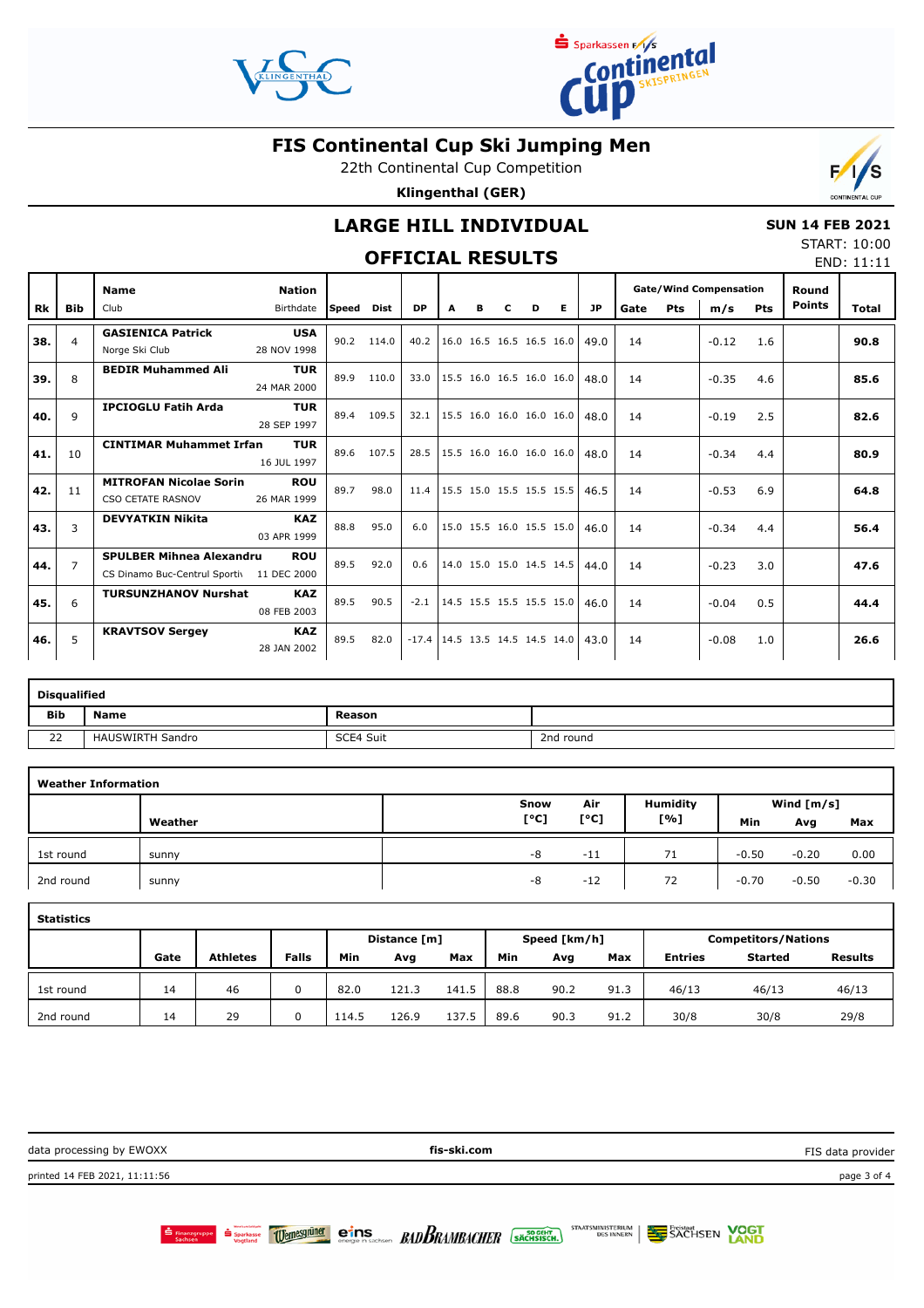# FIS Continental Cup Ski Jumping Men

22th Continental Cup Competition

**Klingenthal (GER)**

## LARGE HILL INDIVIDUAL

## OFFICIAL RESULTS

**SUN 14 FEB 2021**
START: 10:00
END: 11:11

| Rk | Bib | Name / Club | Nation / Birthdate | Speed | Dist | DP | A | B | C | D | E | JP | Gate | Gate Pts | Wind m/s | Wind Pts | Round Points | Total |
|---|---|---|---|---|---|---|---|---|---|---|---|---|---|---|---|---|---|---|
| 38. | 4 | **GASIENICA Patrick** Norge Ski Club | **USA** 28 NOV 1998 | 90.2 | 114.0 | 40.2 | 16.0 | 16.5 | 16.5 | 16.5 | 16.0 | 49.0 | 14 | | -0.12 | 1.6 | | **90.8** |
| 39. | 8 | **BEDIR Muhammed Ali** | **TUR** 24 MAR 2000 | 89.9 | 110.0 | 33.0 | 15.5 | 16.0 | 16.5 | 16.0 | 16.0 | 48.0 | 14 | | -0.35 | 4.6 | | **85.6** |
| 40. | 9 | **IPCIOGLU Fatih Arda** | **TUR** 28 SEP 1997 | 89.4 | 109.5 | 32.1 | 15.5 | 16.0 | 16.0 | 16.0 | 16.0 | 48.0 | 14 | | -0.19 | 2.5 | | **82.6** |
| 41. | 10 | **CINTIMAR Muhammet Irfan** | **TUR** 16 JUL 1997 | 89.6 | 107.5 | 28.5 | 15.5 | 16.0 | 16.0 | 16.0 | 16.0 | 48.0 | 14 | | -0.34 | 4.4 | | **80.9** |
| 42. | 11 | **MITROFAN Nicolae Sorin** CSO CETATE RASNOV | **ROU** 26 MAR 1999 | 89.7 | 98.0 | 11.4 | 15.5 | 15.0 | 15.5 | 15.5 | 15.5 | 46.5 | 14 | | -0.53 | 6.9 | | **64.8** |
| 43. | 3 | **DEVYATKIN Nikita** | **KAZ** 03 APR 1999 | 88.8 | 95.0 | 6.0 | 15.0 | 15.5 | 16.0 | 15.5 | 15.0 | 46.0 | 14 | | -0.34 | 4.4 | | **56.4** |
| 44. | 7 | **SPULBER Mihnea Alexandru** CS Dinamo Buc-Centrul Sportiv | **ROU** 11 DEC 2000 | 89.5 | 92.0 | 0.6 | 14.0 | 15.0 | 15.0 | 14.5 | 14.5 | 44.0 | 14 | | -0.23 | 3.0 | | **47.6** |
| 45. | 6 | **TURSUNZHANOV Nurshat** | **KAZ** 08 FEB 2003 | 89.5 | 90.5 | -2.1 | 14.5 | 15.5 | 15.5 | 15.5 | 15.0 | 46.0 | 14 | | -0.04 | 0.5 | | **44.4** |
| 46. | 5 | **KRAVTSOV Sergey** | **KAZ** 28 JAN 2002 | 89.5 | 82.0 | -17.4 | 14.5 | 13.5 | 14.5 | 14.5 | 14.0 | 43.0 | 14 | | -0.08 | 1.0 | | **26.6** |

### Disqualified

| Bib | Name | Reason | |
|---|---|---|---|
| 22 | HAUSWIRTH Sandro | SCE4 Suit | 2nd round |

### Weather Information

| | Weather | Snow [°C] | Air [°C] | Humidity [%] | Wind Min [m/s] | Wind Avg [m/s] | Wind Max [m/s] |
|---|---|---|---|---|---|---|---|
| 1st round | sunny | -8 | -11 | 71 | -0.50 | -0.20 | 0.00 |
| 2nd round | sunny | -8 | -12 | 72 | -0.70 | -0.50 | -0.30 |

### Statistics

| | Gate | Athletes | Falls | Distance [m] Min | Distance [m] Avg | Distance [m] Max | Speed [km/h] Min | Speed [km/h] Avg | Speed [km/h] Max | Competitors/Nations Entries | Competitors/Nations Started | Competitors/Nations Results |
|---|---|---|---|---|---|---|---|---|---|---|---|---|
| 1st round | 14 | 46 | 0 | 82.0 | 121.3 | 141.5 | 88.8 | 90.2 | 91.3 | 46/13 | 46/13 | 46/13 |
| 2nd round | 14 | 29 | 0 | 114.5 | 126.9 | 137.5 | 89.6 | 90.3 | 91.2 | 30/8 | 30/8 | 29/8 |

data processing by EWOXX | fis-ski.com | FIS data provider

printed 14 FEB 2021, 11:11:56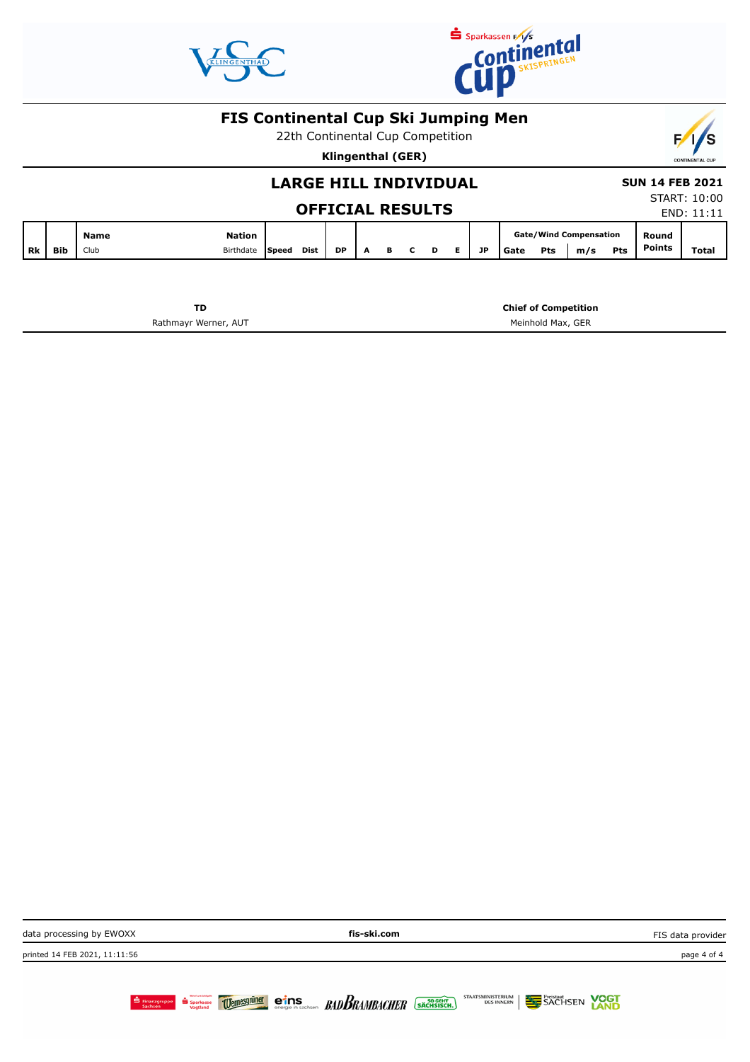# FIS Continental Cup Ski Jumping Men

22th Continental Cup Competition

**Klingenthal (GER)**

## LARGE HILL INDIVIDUAL

**SUN 14 FEB 2021**

START: 10:00

## OFFICIAL RESULTS

END: 11:11

| Rk | Bib | Name / Club | Nation / Birthdate | Speed | Dist | DP | A | B | C | D | E | JP | Gate/Wind Compensation: Gate | Pts | m/s | Pts | Round Points | Total |
|---|---|---|---|---|---|---|---|---|---|---|---|---|---|---|---|---|---|---|

| TD | Chief of Competition |
|---|---|
| Rathmayr Werner, AUT | Meinhold Max, GER |

data processing by EWOXX

fis-ski.com

FIS data provider

printed 14 FEB 2021, 11:11:56